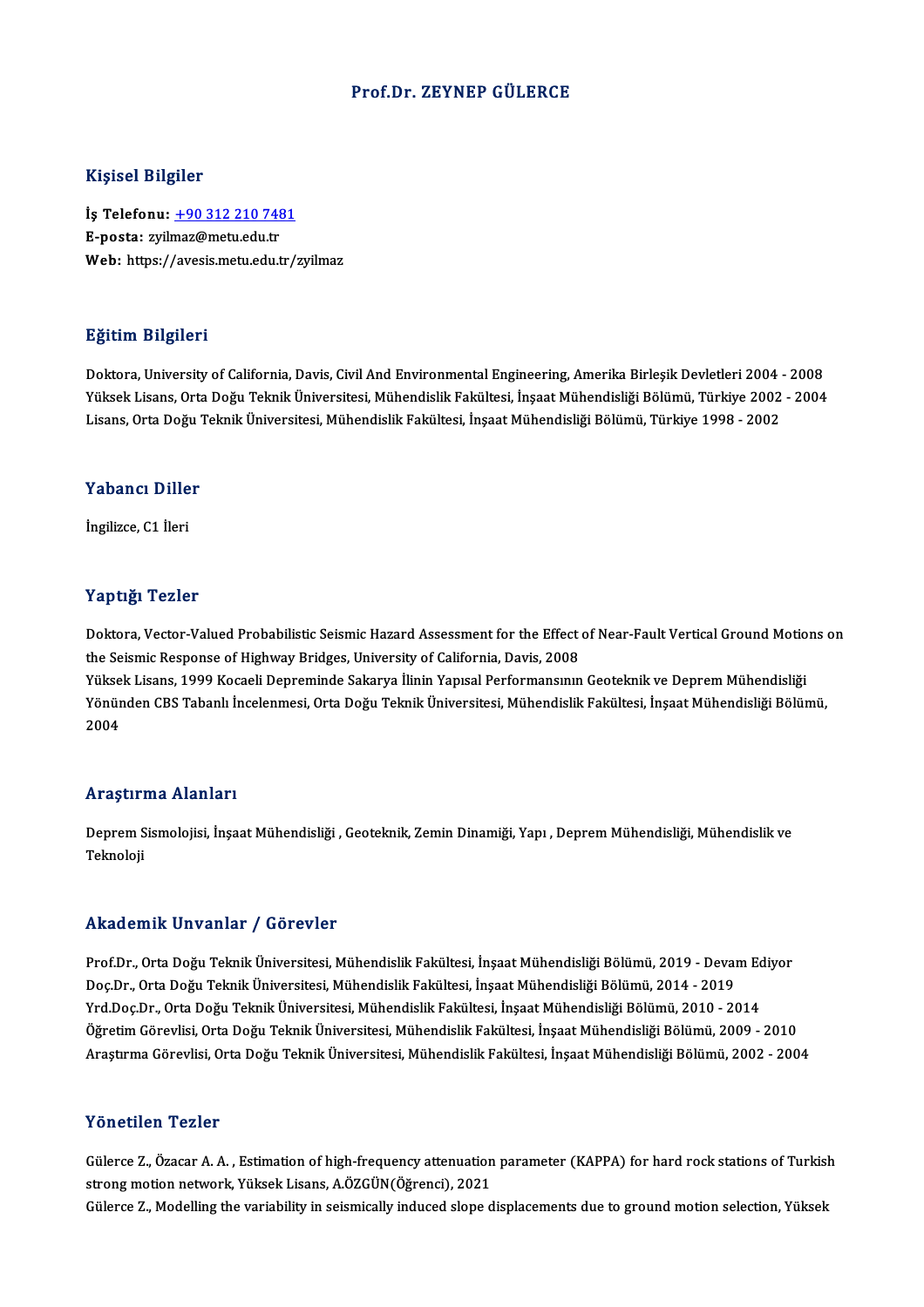# Prof.Dr. ZEYNEP GÜLERCE

## Kişisel Bilgiler

**İş Telefonu:** +90 312 210 7481
**E-posta:** zyilmaz@metu.edu.tr
**Web:** https://avesis.metu.edu.tr/zyilmaz

## Eğitim Bilgileri

Doktora, University of California, Davis, Civil And Environmental Engineering, Amerika Birleşik Devletleri 2004 - 2008
Yüksek Lisans, Orta Doğu Teknik Üniversitesi, Mühendislik Fakültesi, İnşaat Mühendisliği Bölümü, Türkiye 2002 - 2004
Lisans, Orta Doğu Teknik Üniversitesi, Mühendislik Fakültesi, İnşaat Mühendisliği Bölümü, Türkiye 1998 - 2002

## Yabancı Diller

İngilizce, C1 İleri

## Yaptığı Tezler

Doktora, Vector-Valued Probabilistic Seismic Hazard Assessment for the Effect of Near-Fault Vertical Ground Motions on the Seismic Response of Highway Bridges, University of California, Davis, 2008
Yüksek Lisans, 1999 Kocaeli Depreminde Sakarya İlinin Yapısal Performansının Geoteknik ve Deprem Mühendisliği Yönünden CBS Tabanlı İncelenmesi, Orta Doğu Teknik Üniversitesi, Mühendislik Fakültesi, İnşaat Mühendisliği Bölümü, 2004

## Araştırma Alanları

Deprem Sismolojisi, İnşaat Mühendisliği , Geoteknik, Zemin Dinamiği, Yapı , Deprem Mühendisliği, Mühendislik ve Teknoloji

## Akademik Unvanlar / Görevler

Prof.Dr., Orta Doğu Teknik Üniversitesi, Mühendislik Fakültesi, İnşaat Mühendisliği Bölümü, 2019 - Devam Ediyor
Doç.Dr., Orta Doğu Teknik Üniversitesi, Mühendislik Fakültesi, İnşaat Mühendisliği Bölümü, 2014 - 2019
Yrd.Doç.Dr., Orta Doğu Teknik Üniversitesi, Mühendislik Fakültesi, İnşaat Mühendisliği Bölümü, 2010 - 2014
Öğretim Görevlisi, Orta Doğu Teknik Üniversitesi, Mühendislik Fakültesi, İnşaat Mühendisliği Bölümü, 2009 - 2010
Araştırma Görevlisi, Orta Doğu Teknik Üniversitesi, Mühendislik Fakültesi, İnşaat Mühendisliği Bölümü, 2002 - 2004

## Yönetilen Tezler

Gülerce Z., Özacar A. A. , Estimation of high-frequency attenuation parameter (KAPPA) for hard rock stations of Turkish strong motion network, Yüksek Lisans, A.ÖZGÜN(Öğrenci), 2021
Gülerce Z., Modelling the variability in seismically induced slope displacements due to ground motion selection, Yüksek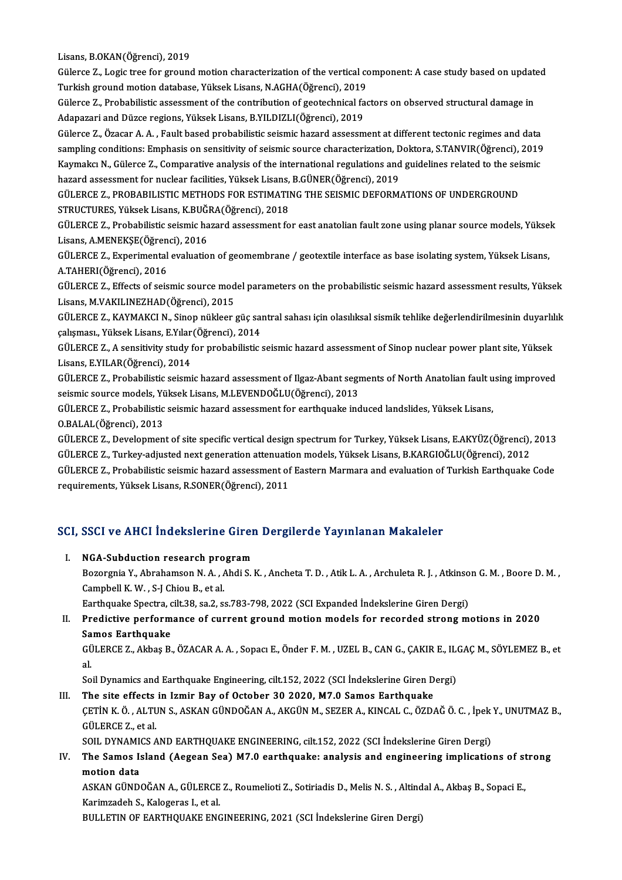Lisans, B.OKAN(Öğrenci), 2019

Gülerce Z., Logic tree for ground motion characterization of the vertical component: A case study based on updated Turkish ground motion database, Yüksek Lisans, N.AGHA(Öğrenci), 2019

Gülerce Z., Probabilistic assessment of the contribution of geotechnical factors on observed structural damage in Adapazari and Düzce regions, Yüksek Lisans, B.YILDIZLI(Öğrenci), 2019

Gülerce Z., Özacar A. A. , Fault based probabilistic seismic hazard assessment at different tectonic regimes and data sampling conditions: Emphasis on sensitivity of seismic source characterization, Doktora, S.TANVIR(Öğrenci), 2019

Kaymakcı N., Gülerce Z., Comparative analysis of the international regulations and guidelines related to the seismic hazard assessment for nuclear facilities, Yüksek Lisans, B.GÜNER(Öğrenci), 2019

GÜLERCE Z., PROBABILISTIC METHODS FOR ESTIMATING THE SEISMIC DEFORMATIONS OF UNDERGROUND STRUCTURES, Yüksek Lisans, K.BUĞRA(Öğrenci), 2018

GÜLERCE Z., Probabilistic seismic hazard assessment for east anatolian fault zone using planar source models, Yüksek Lisans, A.MENEKŞE(Öğrenci), 2016

GÜLERCE Z., Experimental evaluation of geomembrane / geotextile interface as base isolating system, Yüksek Lisans, A.TAHERI(Öğrenci), 2016

GÜLERCE Z., Effects of seismic source model parameters on the probabilistic seismic hazard assessment results, Yüksek Lisans, M.VAKILINEZHAD(Öğrenci), 2015

GÜLERCE Z., KAYMAKCI N., Sinop nükleer güç santral sahası için olasılıksal sismik tehlike değerlendirilmesinin duyarlılık çalışması., Yüksek Lisans, E.Yılar(Öğrenci), 2014

GÜLERCE Z., A sensitivity study for probabilistic seismic hazard assessment of Sinop nuclear power plant site, Yüksek Lisans, E.YILAR(Öğrenci), 2014

GÜLERCE Z., Probabilistic seismic hazard assessment of Ilgaz-Abant segments of North Anatolian fault using improved seismic source models, Yüksek Lisans, M.LEVENDOĞLU(Öğrenci), 2013

GÜLERCE Z., Probabilistic seismic hazard assessment for earthquake induced landslides, Yüksek Lisans, O.BALAL(Öğrenci), 2013

GÜLERCE Z., Development of site specific vertical design spectrum for Turkey, Yüksek Lisans, E.AKYÜZ(Öğrenci), 2013

GÜLERCE Z., Turkey-adjusted next generation attenuation models, Yüksek Lisans, B.KARGIOĞLU(Öğrenci), 2012

GÜLERCE Z., Probabilistic seismic hazard assessment of Eastern Marmara and evaluation of Turkish Earthquake Code requirements, Yüksek Lisans, R.SONER(Öğrenci), 2011

## SCI, SSCI ve AHCI İndekslerine Giren Dergilerde Yayınlanan Makaleler

I. **NGA-Subduction research program**
   Bozorgnia Y., Abrahamson N. A. , Ahdi S. K. , Ancheta T. D. , Atik L. A. , Archuleta R. J. , Atkinson G. M. , Boore D. M. , Campbell K. W. , S-J Chiou B., et al.
   Earthquake Spectra, cilt.38, sa.2, ss.783-798, 2022 (SCI Expanded İndekslerine Giren Dergi)

II. **Predictive performance of current ground motion models for recorded strong motions in 2020 Samos Earthquake**
   GÜLERCE Z., Akbaş B., ÖZACAR A. A. , Sopacı E., Önder F. M. , UZEL B., CAN G., ÇAKIR E., ILGAÇ M., SÖYLEMEZ B., et al.
   Soil Dynamics and Earthquake Engineering, cilt.152, 2022 (SCI İndekslerine Giren Dergi)

III. **The site effects in Izmir Bay of October 30 2020, M7.0 Samos Earthquake**
   ÇETİN K. Ö. , ALTUN S., ASKAN GÜNDOĞAN A., AKGÜN M., SEZER A., KINCAL C., ÖZDAĞ Ö. C. , İpek Y., UNUTMAZ B., GÜLERCE Z., et al.
   SOIL DYNAMICS AND EARTHQUAKE ENGINEERING, cilt.152, 2022 (SCI İndekslerine Giren Dergi)

IV. **The Samos Island (Aegean Sea) M7.0 earthquake: analysis and engineering implications of strong motion data**
   ASKAN GÜNDOĞAN A., GÜLERCE Z., Roumelioti Z., Sotiriadis D., Melis N. S. , Altindal A., Akbaş B., Sopaci E., Karimzadeh S., Kalogeras I., et al.
   BULLETIN OF EARTHQUAKE ENGINEERING, 2021 (SCI İndekslerine Giren Dergi)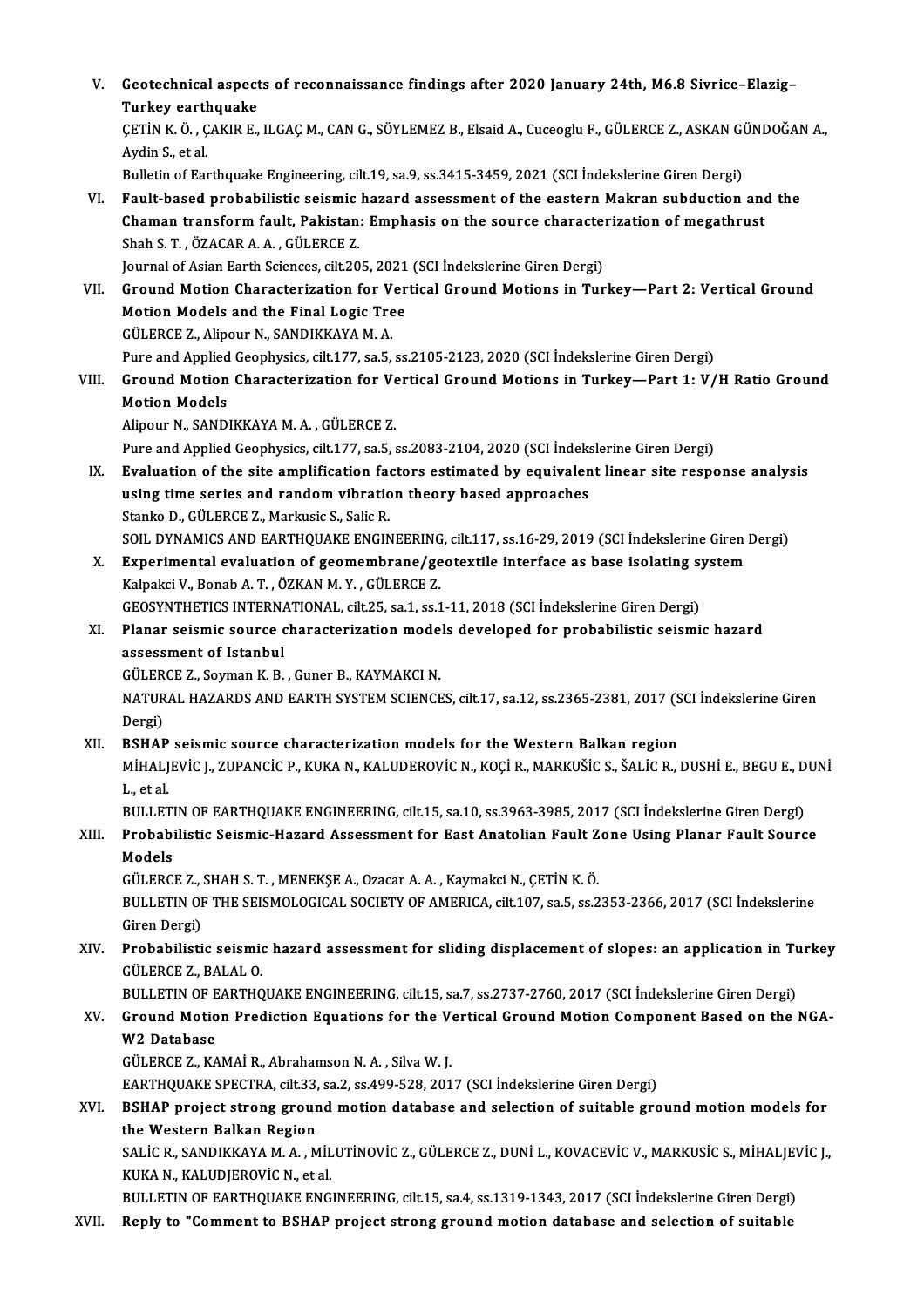V. **Geotechnical aspects of reconnaissance findings after 2020 January 24th, M6.8 Sivrice–Elazig–Turkey earthquake**
ÇETİN K. Ö. , ÇAKIR E., ILGAÇ M., CAN G., SÖYLEMEZ B., Elsaid A., Cuceoglu F., GÜLERCE Z., ASKAN GÜNDOĞAN A., Aydin S., et al.
Bulletin of Earthquake Engineering, cilt.19, sa.9, ss.3415-3459, 2021 (SCI İndekslerine Giren Dergi)

VI. **Fault-based probabilistic seismic hazard assessment of the eastern Makran subduction and the Chaman transform fault, Pakistan: Emphasis on the source characterization of megathrust**
Shah S. T. , ÖZACAR A. A. , GÜLERCE Z.
Journal of Asian Earth Sciences, cilt.205, 2021 (SCI İndekslerine Giren Dergi)

VII. **Ground Motion Characterization for Vertical Ground Motions in Turkey—Part 2: Vertical Ground Motion Models and the Final Logic Tree**
GÜLERCE Z., Alipour N., SANDIKKAYA M. A.
Pure and Applied Geophysics, cilt.177, sa.5, ss.2105-2123, 2020 (SCI İndekslerine Giren Dergi)

VIII. **Ground Motion Characterization for Vertical Ground Motions in Turkey—Part 1: V/H Ratio Ground Motion Models**
Alipour N., SANDIKKAYA M. A. , GÜLERCE Z.
Pure and Applied Geophysics, cilt.177, sa.5, ss.2083-2104, 2020 (SCI İndekslerine Giren Dergi)

IX. **Evaluation of the site amplification factors estimated by equivalent linear site response analysis using time series and random vibration theory based approaches**
Stanko D., GÜLERCE Z., Markusic S., Salic R.
SOIL DYNAMICS AND EARTHQUAKE ENGINEERING, cilt.117, ss.16-29, 2019 (SCI İndekslerine Giren Dergi)

X. **Experimental evaluation of geomembrane/geotextile interface as base isolating system**
Kalpakci V., Bonab A. T. , ÖZKAN M. Y. , GÜLERCE Z.
GEOSYNTHETICS INTERNATIONAL, cilt.25, sa.1, ss.1-11, 2018 (SCI İndekslerine Giren Dergi)

XI. **Planar seismic source characterization models developed for probabilistic seismic hazard assessment of Istanbul**
GÜLERCE Z., Soyman K. B. , Guner B., KAYMAKCI N.
NATURAL HAZARDS AND EARTH SYSTEM SCIENCES, cilt.17, sa.12, ss.2365-2381, 2017 (SCI İndekslerine Giren Dergi)

XII. **BSHAP seismic source characterization models for the Western Balkan region**
MİHALJEVİC J., ZUPANCİC P., KUKA N., KALUDEROVİC N., KOÇİ R., MARKUŠİC S., ŠALİC R., DUSHİ E., BEGU E., DUNİ L., et al.
BULLETIN OF EARTHQUAKE ENGINEERING, cilt.15, sa.10, ss.3963-3985, 2017 (SCI İndekslerine Giren Dergi)

XIII. **Probabilistic Seismic-Hazard Assessment for East Anatolian Fault Zone Using Planar Fault Source Models**
GÜLERCE Z., SHAH S. T. , MENEKŞE A., Ozacar A. A. , Kaymakci N., ÇETİN K. Ö.
BULLETIN OF THE SEISMOLOGICAL SOCIETY OF AMERICA, cilt.107, sa.5, ss.2353-2366, 2017 (SCI İndekslerine Giren Dergi)

XIV. **Probabilistic seismic hazard assessment for sliding displacement of slopes: an application in Turkey**
GÜLERCE Z., BALAL O.
BULLETIN OF EARTHQUAKE ENGINEERING, cilt.15, sa.7, ss.2737-2760, 2017 (SCI İndekslerine Giren Dergi)

XV. **Ground Motion Prediction Equations for the Vertical Ground Motion Component Based on the NGA-W2 Database**
GÜLERCE Z., KAMAİ R., Abrahamson N. A. , Silva W. J.
EARTHQUAKE SPECTRA, cilt.33, sa.2, ss.499-528, 2017 (SCI İndekslerine Giren Dergi)

XVI. **BSHAP project strong ground motion database and selection of suitable ground motion models for the Western Balkan Region**
SALİC R., SANDIKKAYA M. A. , MİLUTİNOVİC Z., GÜLERCE Z., DUNİ L., KOVACEVİC V., MARKUSİC S., MİHALJEVİC J., KUKA N., KALUDJEROVİC N., et al.
BULLETIN OF EARTHQUAKE ENGINEERING, cilt.15, sa.4, ss.1319-1343, 2017 (SCI İndekslerine Giren Dergi)

XVII. **Reply to "Comment to BSHAP project strong ground motion database and selection of suitable**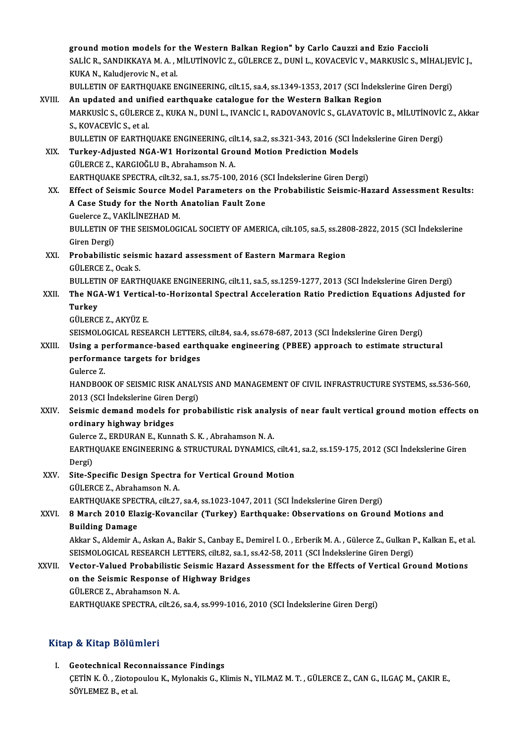ground motion models for the Western Balkan Region" by Carlo Cauzzi and Ezio Faccioli
SALİC R., SANDIKKAYA M. A. , MİLUTİNOVİC Z., GÜLERCE Z., DUNİ L., KOVACEVİC V., MARKUSİC S., MİHALJEVİC J., KUKA N., Kaludjerovic N., et al.
BULLETIN OF EARTHQUAKE ENGINEERING, cilt.15, sa.4, ss.1349-1353, 2017 (SCI İndekslerine Giren Dergi)

XVIII. **An updated and unified earthquake catalogue for the Western Balkan Region**
MARKUSİC S., GÜLERCE Z., KUKA N., DUNİ L., IVANCİC I., RADOVANOVİC S., GLAVATOVİC B., MİLUTİNOVİC Z., Akkar S., KOVACEVİC S., et al.
BULLETIN OF EARTHQUAKE ENGINEERING, cilt.14, sa.2, ss.321-343, 2016 (SCI İndekslerine Giren Dergi)

XIX. **Turkey-Adjusted NGA-W1 Horizontal Ground Motion Prediction Models**
GÜLERCE Z., KARGIOĞLU B., Abrahamson N. A.
EARTHQUAKE SPECTRA, cilt.32, sa.1, ss.75-100, 2016 (SCI İndekslerine Giren Dergi)

XX. **Effect of Seismic Source Model Parameters on the Probabilistic Seismic-Hazard Assessment Results: A Case Study for the North Anatolian Fault Zone**
Guelerce Z., VAKİLİNEZHAD M.
BULLETIN OF THE SEISMOLOGICAL SOCIETY OF AMERICA, cilt.105, sa.5, ss.2808-2822, 2015 (SCI İndekslerine Giren Dergi)

XXI. **Probabilistic seismic hazard assessment of Eastern Marmara Region**
GÜLERCE Z., Ocak S.
BULLETIN OF EARTHQUAKE ENGINEERING, cilt.11, sa.5, ss.1259-1277, 2013 (SCI İndekslerine Giren Dergi)

XXII. **The NGA-W1 Vertical-to-Horizontal Spectral Acceleration Ratio Prediction Equations Adjusted for Turkey**
GÜLERCE Z., AKYÜZ E.
SEISMOLOGICAL RESEARCH LETTERS, cilt.84, sa.4, ss.678-687, 2013 (SCI İndekslerine Giren Dergi)

XXIII. **Using a performance-based earthquake engineering (PBEE) approach to estimate structural performance targets for bridges**
Gulerce Z.
HANDBOOK OF SEISMIC RISK ANALYSIS AND MANAGEMENT OF CIVIL INFRASTRUCTURE SYSTEMS, ss.536-560, 2013 (SCI İndekslerine Giren Dergi)

XXIV. **Seismic demand models for probabilistic risk analysis of near fault vertical ground motion effects on ordinary highway bridges**
Gulerce Z., ERDURAN E., Kunnath S. K. , Abrahamson N. A.
EARTHQUAKE ENGINEERING & STRUCTURAL DYNAMICS, cilt.41, sa.2, ss.159-175, 2012 (SCI İndekslerine Giren Dergi)

XXV. **Site-Specific Design Spectra for Vertical Ground Motion**
GÜLERCE Z., Abrahamson N. A.
EARTHQUAKE SPECTRA, cilt.27, sa.4, ss.1023-1047, 2011 (SCI İndekslerine Giren Dergi)

XXVI. **8 March 2010 Elazig-Kovancilar (Turkey) Earthquake: Observations on Ground Motions and Building Damage**
Akkar S., Aldemir A., Askan A., Bakir S., Canbay E., Demirel I. O. , Erberik M. A. , Gülerce Z., Gulkan P., Kalkan E., et al.
SEISMOLOGICAL RESEARCH LETTERS, cilt.82, sa.1, ss.42-58, 2011 (SCI İndekslerine Giren Dergi)

XXVII. **Vector-Valued Probabilistic Seismic Hazard Assessment for the Effects of Vertical Ground Motions on the Seismic Response of Highway Bridges**
GÜLERCE Z., Abrahamson N. A.
EARTHQUAKE SPECTRA, cilt.26, sa.4, ss.999-1016, 2010 (SCI İndekslerine Giren Dergi)

## Kitap & Kitap Bölümleri

I. **Geotechnical Reconnaissance Findings**
ÇETİN K. Ö. , Ziotopoulou K., Mylonakis G., Klimis N., YILMAZ M. T. , GÜLERCE Z., CAN G., ILGAÇ M., ÇAKIR E., SÖYLEMEZ B., et al.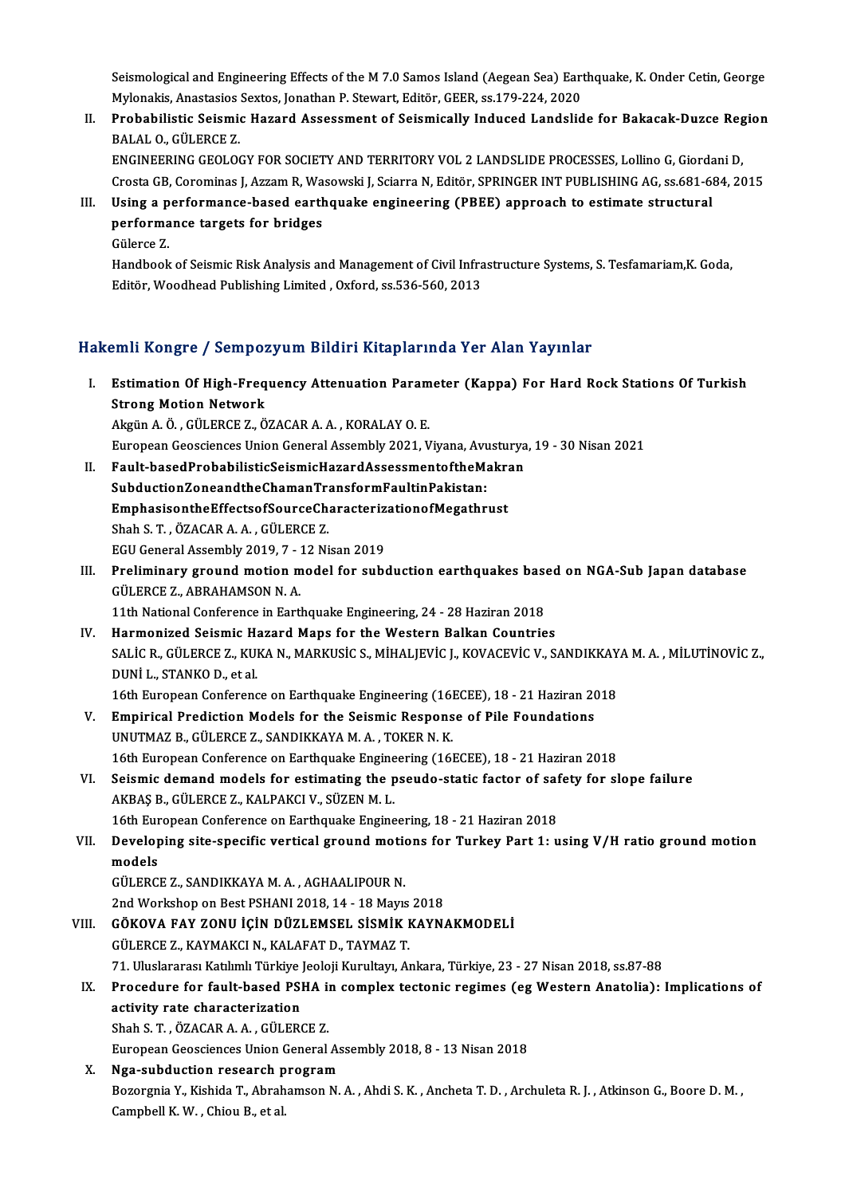Seismological and Engineering Effects of the M 7.0 Samos Island (Aegean Sea) Earthquake, K. Onder Cetin, George Mylonakis, Anastasios Sextos, Jonathan P. Stewart, Editör, GEER, ss.179-224, 2020

II. **Probabilistic Seismic Hazard Assessment of Seismically Induced Landslide for Bakacak-Duzce Region**
BALAL O., GÜLERCE Z.
ENGINEERING GEOLOGY FOR SOCIETY AND TERRITORY VOL 2 LANDSLIDE PROCESSES, Lollino G, Giordani D, Crosta GB, Corominas J, Azzam R, Wasowski J, Sciarra N, Editör, SPRINGER INT PUBLISHING AG, ss.681-684, 2015

III. **Using a performance-based earthquake engineering (PBEE) approach to estimate structural performance targets for bridges**
Gülerce Z.
Handbook of Seismic Risk Analysis and Management of Civil Infrastructure Systems, S. Tesfamariam,K. Goda, Editör, Woodhead Publishing Limited , Oxford, ss.536-560, 2013

## Hakemli Kongre / Sempozyum Bildiri Kitaplarında Yer Alan Yayınlar

I. **Estimation Of High-Frequency Attenuation Parameter (Kappa) For Hard Rock Stations Of Turkish Strong Motion Network**
Akgün A. Ö. , GÜLERCE Z., ÖZACAR A. A. , KORALAY O. E.
European Geosciences Union General Assembly 2021, Viyana, Avusturya, 19 - 30 Nisan 2021

II. **Fault-basedProbabilisticSeismicHazardAssessmentoftheMakran SubductionZoneandtheChamanTransformFaultinPakistan: EmphasisontheEffectsofSourceCharacterizationofMegathrust**
Shah S. T. , ÖZACAR A. A. , GÜLERCE Z.
EGU General Assembly 2019, 7 - 12 Nisan 2019

III. **Preliminary ground motion model for subduction earthquakes based on NGA-Sub Japan database**
GÜLERCE Z., ABRAHAMSON N. A.
11th National Conference in Earthquake Engineering, 24 - 28 Haziran 2018

IV. **Harmonized Seismic Hazard Maps for the Western Balkan Countries**
SALİC R., GÜLERCE Z., KUKA N., MARKUSİC S., MİHALJEVİC J., KOVACEVİC V., SANDIKKAYA M. A. , MİLUTİNOVİC Z., DUNİ L., STANKO D., et al.
16th European Conference on Earthquake Engineering (16ECEE), 18 - 21 Haziran 2018

V. **Empirical Prediction Models for the Seismic Response of Pile Foundations**
UNUTMAZ B., GÜLERCE Z., SANDIKKAYA M. A. , TOKER N. K.
16th European Conference on Earthquake Engineering (16ECEE), 18 - 21 Haziran 2018

VI. **Seismic demand models for estimating the pseudo-static factor of safety for slope failure**
AKBAŞ B., GÜLERCE Z., KALPAKCI V., SÜZEN M. L.
16th European Conference on Earthquake Engineering, 18 - 21 Haziran 2018

VII. **Developing site-specific vertical ground motions for Turkey Part 1: using V/H ratio ground motion models**
GÜLERCE Z., SANDIKKAYA M. A. , AGHAALIPOUR N.
2nd Workshop on Best PSHANI 2018, 14 - 18 Mayıs 2018

VIII. **GÖKOVA FAY ZONU İÇİN DÜZLEMSEL SİSMİK KAYNAKMODELİ**
GÜLERCE Z., KAYMAKCI N., KALAFAT D., TAYMAZ T.
71. Uluslararası Katılımlı Türkiye Jeoloji Kurultayı, Ankara, Türkiye, 23 - 27 Nisan 2018, ss.87-88

IX. **Procedure for fault-based PSHA in complex tectonic regimes (eg Western Anatolia): Implications of activity rate characterization**
Shah S. T. , ÖZACAR A. A. , GÜLERCE Z.
European Geosciences Union General Assembly 2018, 8 - 13 Nisan 2018

X. **Nga-subduction research program**
Bozorgnia Y., Kishida T., Abrahamson N. A. , Ahdi S. K. , Ancheta T. D. , Archuleta R. J. , Atkinson G., Boore D. M. , Campbell K. W. , Chiou B., et al.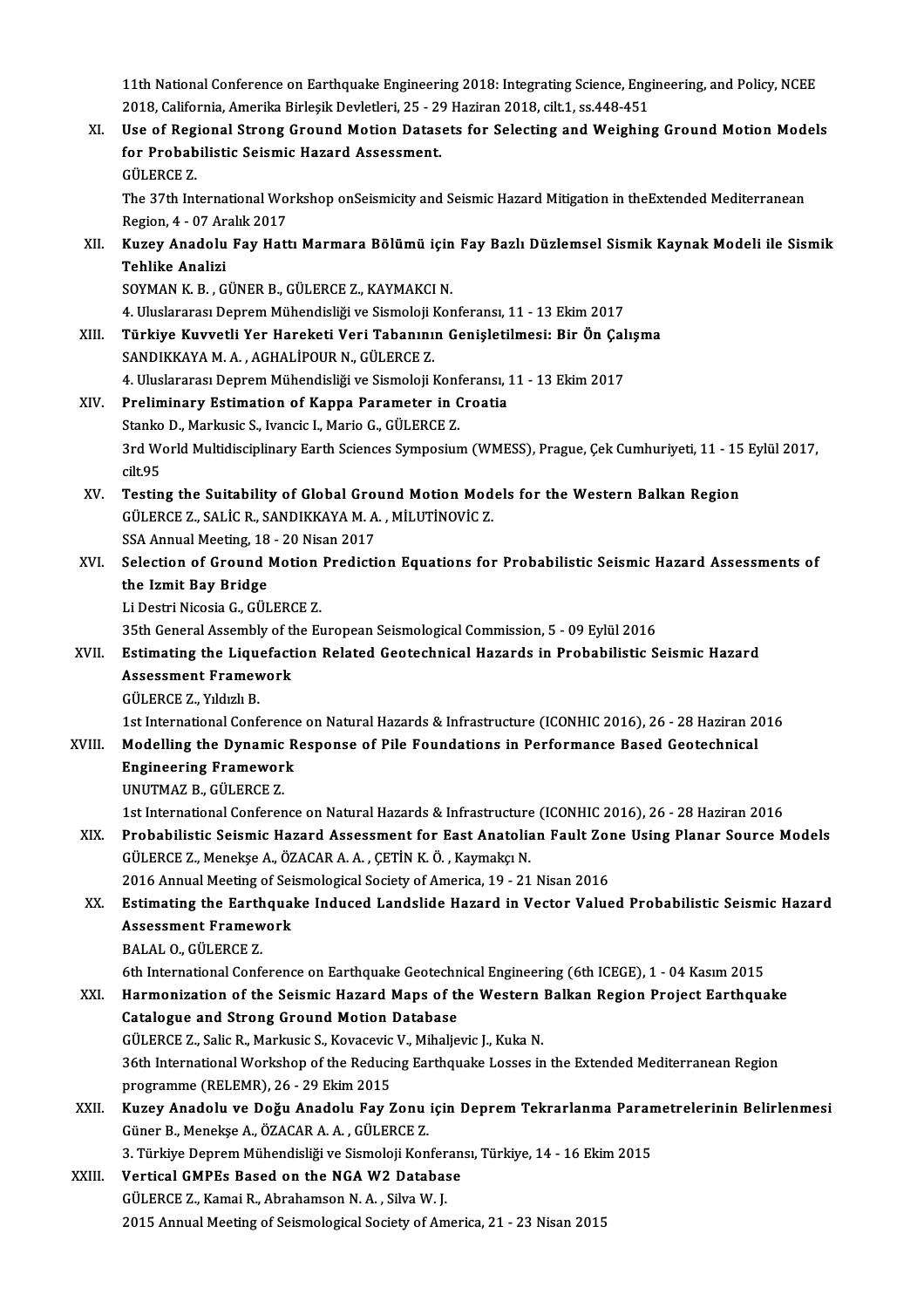11th National Conference on Earthquake Engineering 2018: Integrating Science, Engineering, and Policy, NCEE 2018, California, Amerika Birleşik Devletleri, 25 - 29 Haziran 2018, cilt.1, ss.448-451

XI. **Use of Regional Strong Ground Motion Datasets for Selecting and Weighing Ground Motion Models for Probabilistic Seismic Hazard Assessment.**
GÜLERCE Z.
The 37th International Workshop onSeismicity and Seismic Hazard Mitigation in theExtended Mediterranean Region, 4 - 07 Aralık 2017

XII. **Kuzey Anadolu Fay Hattı Marmara Bölümü için Fay Bazlı Düzlemsel Sismik Kaynak Modeli ile Sismik Tehlike Analizi**
SOYMAN K. B. , GÜNER B., GÜLERCE Z., KAYMAKCI N.
4. Uluslararası Deprem Mühendisliği ve Sismoloji Konferansı, 11 - 13 Ekim 2017

XIII. **Türkiye Kuvvetli Yer Hareketi Veri Tabanının Genişletilmesi: Bir Ön Çalışma**
SANDIKKAYA M. A. , AGHALİPOUR N., GÜLERCE Z.
4. Uluslararası Deprem Mühendisliği ve Sismoloji Konferansı, 11 - 13 Ekim 2017

XIV. **Preliminary Estimation of Kappa Parameter in Croatia**
Stanko D., Markusic S., Ivancic I., Mario G., GÜLERCE Z.
3rd World Multidisciplinary Earth Sciences Symposium (WMESS), Prague, Çek Cumhuriyeti, 11 - 15 Eylül 2017, cilt.95

XV. **Testing the Suitability of Global Ground Motion Models for the Western Balkan Region**
GÜLERCE Z., SALİC R., SANDIKKAYA M. A. , MİLUTİNOVİC Z.
SSA Annual Meeting, 18 - 20 Nisan 2017

XVI. **Selection of Ground Motion Prediction Equations for Probabilistic Seismic Hazard Assessments of the Izmit Bay Bridge**
Li Destri Nicosia G., GÜLERCE Z.
35th General Assembly of the European Seismological Commission, 5 - 09 Eylül 2016

XVII. **Estimating the Liquefaction Related Geotechnical Hazards in Probabilistic Seismic Hazard Assessment Framework**
GÜLERCE Z., Yıldızlı B.
1st International Conference on Natural Hazards & Infrastructure (ICONHIC 2016), 26 - 28 Haziran 2016

XVIII. **Modelling the Dynamic Response of Pile Foundations in Performance Based Geotechnical Engineering Framework**
UNUTMAZ B., GÜLERCE Z.
1st International Conference on Natural Hazards & Infrastructure (ICONHIC 2016), 26 - 28 Haziran 2016

XIX. **Probabilistic Seismic Hazard Assessment for East Anatolian Fault Zone Using Planar Source Models**
GÜLERCE Z., Menekşe A., ÖZACAR A. A. , ÇETİN K. Ö. , Kaymakçı N.
2016 Annual Meeting of Seismological Society of America, 19 - 21 Nisan 2016

XX. **Estimating the Earthquake Induced Landslide Hazard in Vector Valued Probabilistic Seismic Hazard Assessment Framework**
BALAL O., GÜLERCE Z.
6th International Conference on Earthquake Geotechnical Engineering (6th ICEGE), 1 - 04 Kasım 2015

XXI. **Harmonization of the Seismic Hazard Maps of the Western Balkan Region Project Earthquake Catalogue and Strong Ground Motion Database**
GÜLERCE Z., Salic R., Markusic S., Kovacevic V., Mihaljevic J., Kuka N.
36th International Workshop of the Reducing Earthquake Losses in the Extended Mediterranean Region programme (RELEMR), 26 - 29 Ekim 2015

XXII. **Kuzey Anadolu ve Doğu Anadolu Fay Zonu için Deprem Tekrarlanma Parametrelerinin Belirlenmesi**
Güner B., Menekşe A., ÖZACAR A. A. , GÜLERCE Z.
3. Türkiye Deprem Mühendisliği ve Sismoloji Konferansı, Türkiye, 14 - 16 Ekim 2015

XXIII. **Vertical GMPEs Based on the NGA W2 Database**
GÜLERCE Z., Kamai R., Abrahamson N. A. , Silva W. J.
2015 Annual Meeting of Seismological Society of America, 21 - 23 Nisan 2015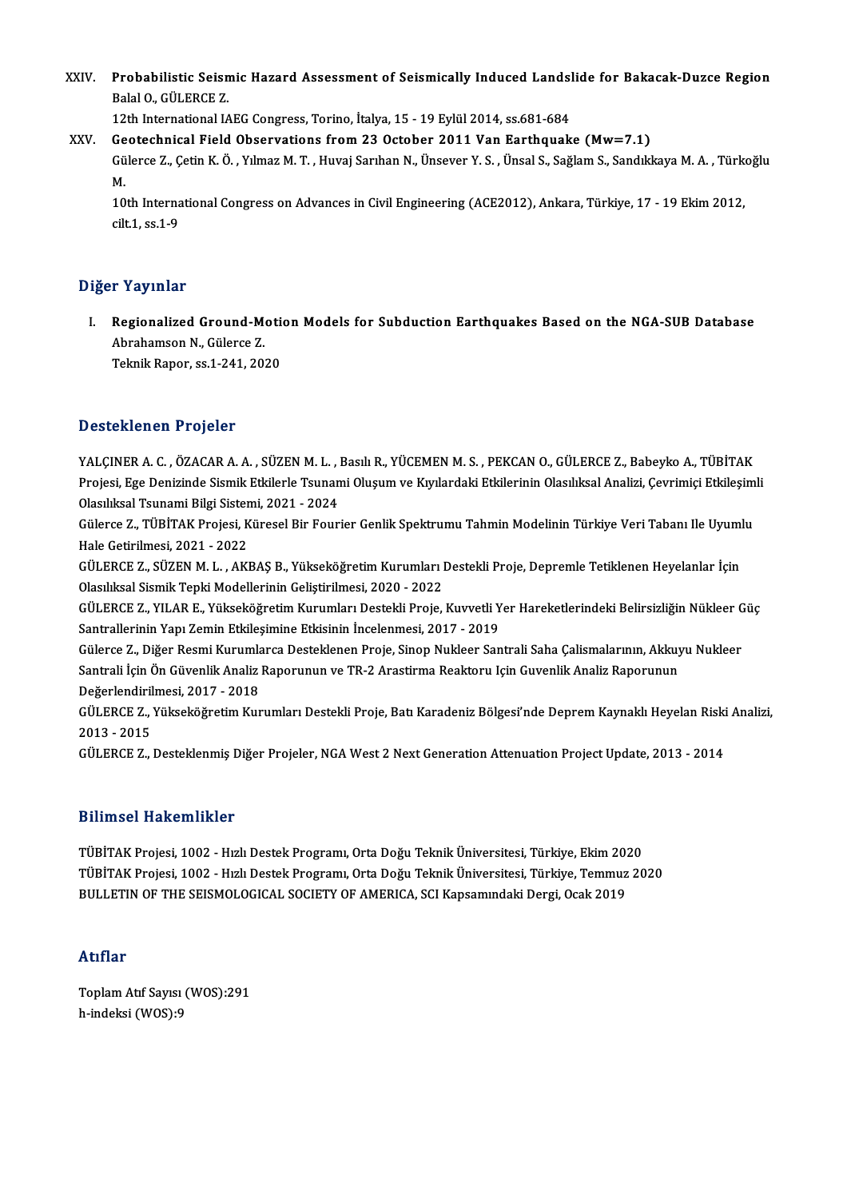XXIV. **Probabilistic Seismic Hazard Assessment of Seismically Induced Landslide for Bakacak-Duzce Region**
Balal O., GÜLERCE Z.
12th International IAEG Congress, Torino, İtalya, 15 - 19 Eylül 2014, ss.681-684

XXV. **Geotechnical Field Observations from 23 October 2011 Van Earthquake (Mw=7.1)**
Gülerce Z., Çetin K. Ö. , Yılmaz M. T. , Huvaj Sarıhan N., Ünsever Y. S. , Ünsal S., Sağlam S., Sandıkkaya M. A. , Türkoğlu M.
10th International Congress on Advances in Civil Engineering (ACE2012), Ankara, Türkiye, 17 - 19 Ekim 2012, cilt.1, ss.1-9

## Diğer Yayınlar

I. **Regionalized Ground-Motion Models for Subduction Earthquakes Based on the NGA-SUB Database**
Abrahamson N., Gülerce Z.
Teknik Rapor, ss.1-241, 2020

## Desteklenen Projeler

YALÇINER A. C. , ÖZACAR A. A. , SÜZEN M. L. , Basılı R., YÜCEMEN M. S. , PEKCAN O., GÜLERCE Z., Babeyko A., TÜBİTAK Projesi, Ege Denizinde Sismik Etkilerle Tsunami Oluşum ve Kıyılardaki Etkilerinin Olasılıksal Analizi, Çevrimiçi Etkileşimli Olasılıksal Tsunami Bilgi Sistemi, 2021 - 2024

Gülerce Z., TÜBİTAK Projesi, Küresel Bir Fourier Genlik Spektrumu Tahmin Modelinin Türkiye Veri Tabanı Ile Uyumlu Hale Getirilmesi, 2021 - 2022

GÜLERCE Z., SÜZEN M. L. , AKBAŞ B., Yükseköğretim Kurumları Destekli Proje, Depremle Tetiklenen Heyelanlar İçin Olasılıksal Sismik Tepki Modellerinin Geliştirilmesi, 2020 - 2022

GÜLERCE Z., YILAR E., Yükseköğretim Kurumları Destekli Proje, Kuvvetli Yer Hareketlerindeki Belirsizliğin Nükleer Güç Santrallerinin Yapı Zemin Etkileşimine Etkisinin İncelenmesi, 2017 - 2019

Gülerce Z., Diğer Resmi Kurumlarca Desteklenen Proje, Sinop Nukleer Santrali Saha Çalismalarının, Akkuyu Nukleer Santrali İçin Ön Güvenlik Analiz Raporunun ve TR-2 Arastirma Reaktoru Için Guvenlik Analiz Raporunun Değerlendirilmesi, 2017 - 2018

GÜLERCE Z., Yükseköğretim Kurumları Destekli Proje, Batı Karadeniz Bölgesi'nde Deprem Kaynaklı Heyelan Riski Analizi, 2013 - 2015

GÜLERCE Z., Desteklenmiş Diğer Projeler, NGA West 2 Next Generation Attenuation Project Update, 2013 - 2014

## Bilimsel Hakemlikler

TÜBİTAK Projesi, 1002 - Hızlı Destek Programı, Orta Doğu Teknik Üniversitesi, Türkiye, Ekim 2020
TÜBİTAK Projesi, 1002 - Hızlı Destek Programı, Orta Doğu Teknik Üniversitesi, Türkiye, Temmuz 2020
BULLETIN OF THE SEISMOLOGICAL SOCIETY OF AMERICA, SCI Kapsamındaki Dergi, Ocak 2019

## Atıflar

Toplam Atıf Sayısı (WOS):291
h-indeksi (WOS):9